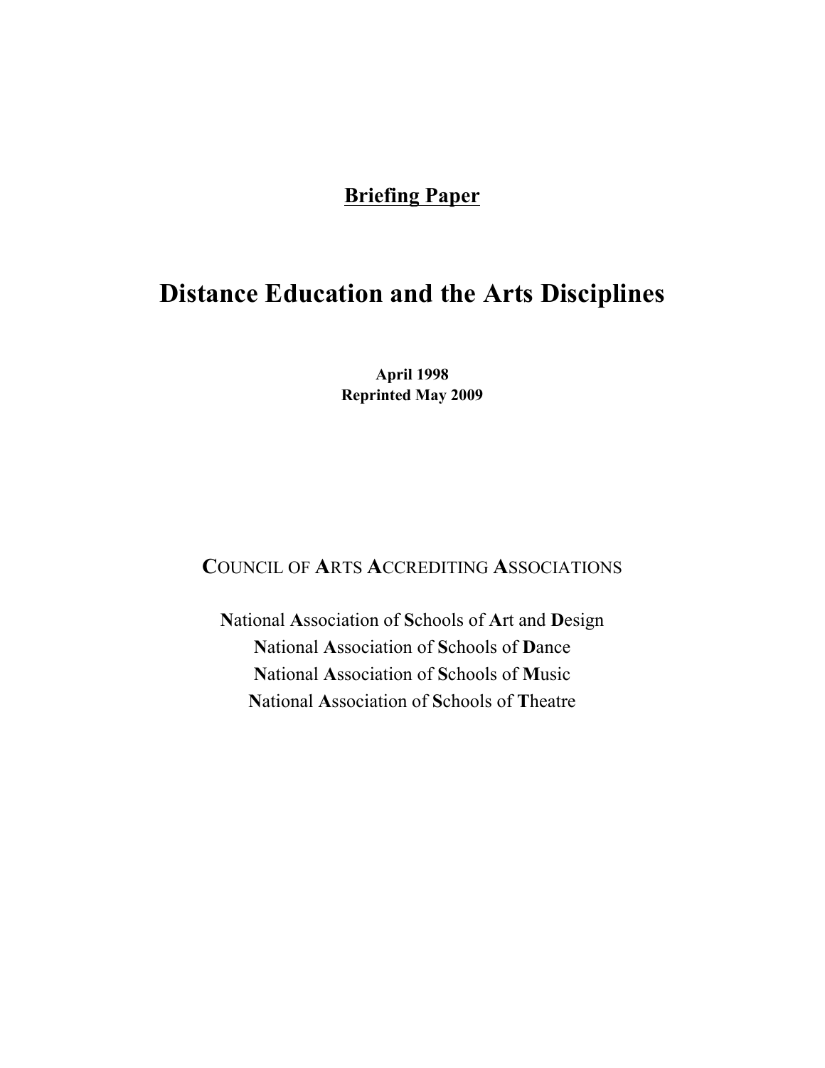**Briefing Paper**

# Distance Education and the Arts Disciplines

**April 1998**
**Reprinted May 2009**

**C**OUNCIL OF **A**RTS **A**CCREDITING **A**SSOCIATIONS

**N**ational **A**ssociation of **S**chools of **A**rt and **D**esign
**N**ational **A**ssociation of **S**chools of **D**ance
**N**ational **A**ssociation of **S**chools of **M**usic
**N**ational **A**ssociation of **S**chools of **T**heatre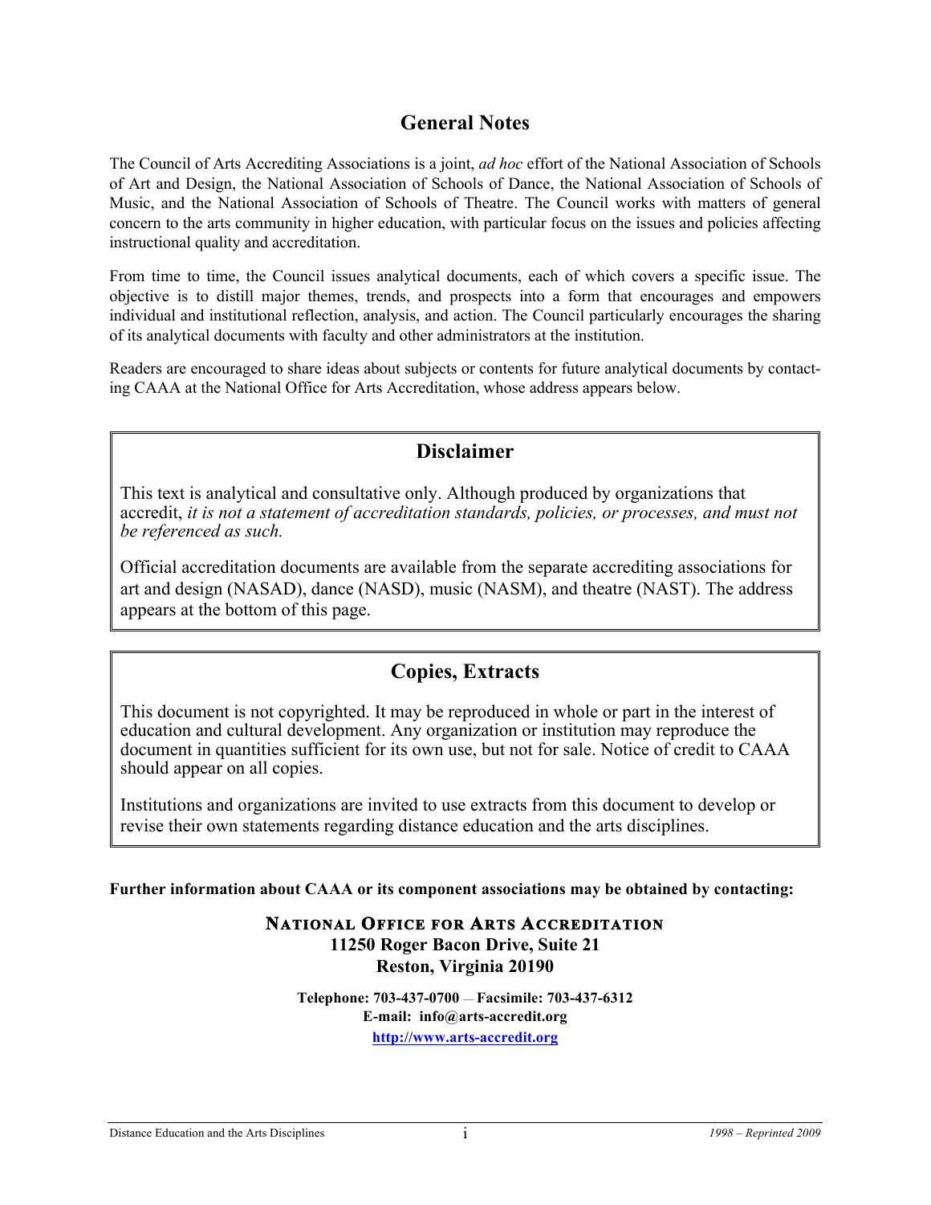## General Notes

The Council of Arts Accrediting Associations is a joint, *ad hoc* effort of the National Association of Schools of Art and Design, the National Association of Schools of Dance, the National Association of Schools of Music, and the National Association of Schools of Theatre. The Council works with matters of general concern to the arts community in higher education, with particular focus on the issues and policies affecting instructional quality and accreditation.

From time to time, the Council issues analytical documents, each of which covers a specific issue. The objective is to distill major themes, trends, and prospects into a form that encourages and empowers individual and institutional reflection, analysis, and action. The Council particularly encourages the sharing of its analytical documents with faculty and other administrators at the institution.

Readers are encouraged to share ideas about subjects or contents for future analytical documents by contacting CAAA at the National Office for Arts Accreditation, whose address appears below.

### Disclaimer

This text is analytical and consultative only. Although produced by organizations that accredit, *it is not a statement of accreditation standards, policies, or processes, and must not be referenced as such.*

Official accreditation documents are available from the separate accrediting associations for art and design (NASAD), dance (NASD), music (NASM), and theatre (NAST). The address appears at the bottom of this page.

### Copies, Extracts

This document is not copyrighted. It may be reproduced in whole or part in the interest of education and cultural development. Any organization or institution may reproduce the document in quantities sufficient for its own use, but not for sale. Notice of credit to CAAA should appear on all copies.

Institutions and organizations are invited to use extracts from this document to develop or revise their own statements regarding distance education and the arts disciplines.

**Further information about CAAA or its component associations may be obtained by contacting:**

**NATIONAL OFFICE FOR ARTS ACCREDITATION**
**11250 Roger Bacon Drive, Suite 21**
**Reston, Virginia 20190**

**Telephone: 703-437-0700 — Facsimile: 703-437-6312**
**E-mail: info@arts-accredit.org**
**http://www.arts-accredit.org**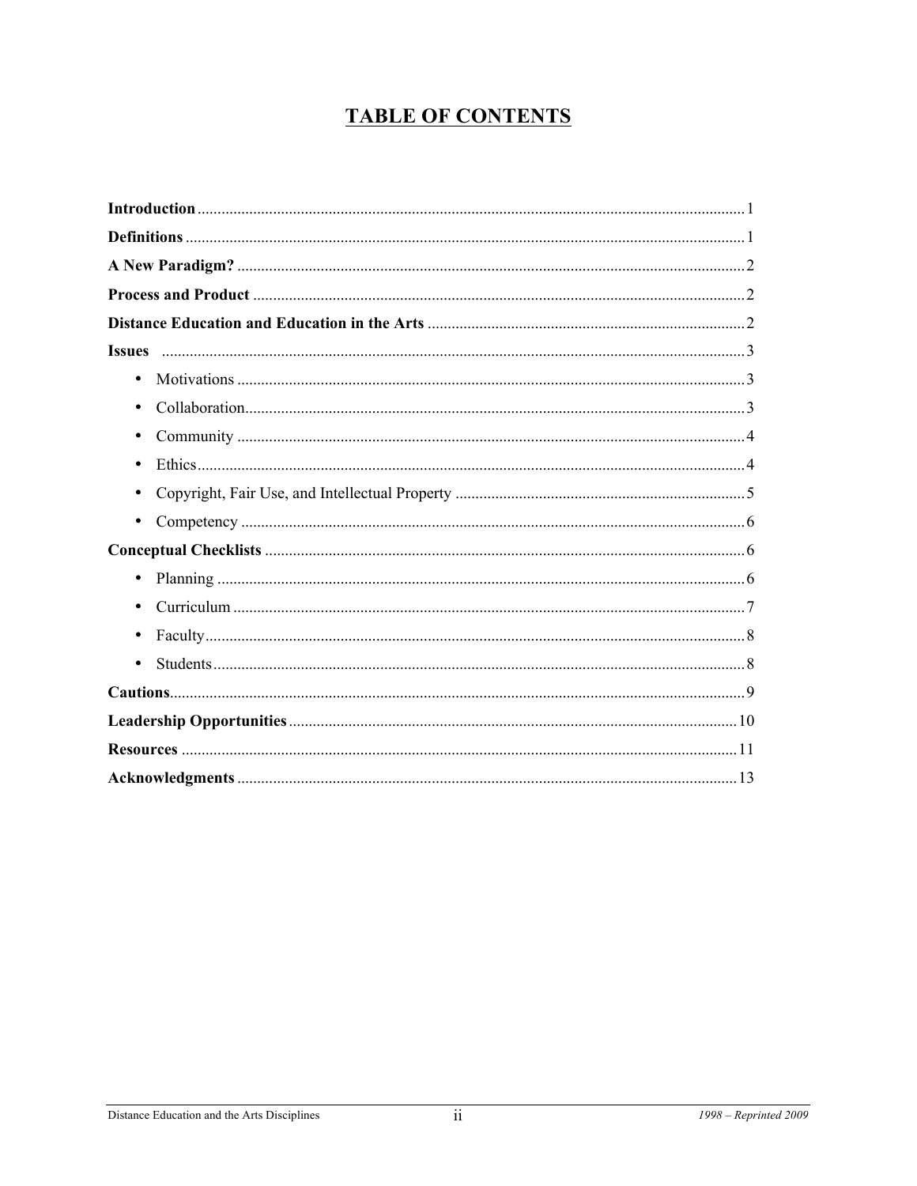# TABLE OF CONTENTS

**Introduction** ........................................................................................................................................ 1

**Definitions** ........................................................................................................................................... 1

**A New Paradigm?** ................................................................................................................................ 2

**Process and Product** ............................................................................................................................ 2

**Distance Education and Education in the Arts** .................................................................................. 2

**Issues** ................................................................................................................................................. 3

- Motivations ......................................................................................................................................... 3
- Collaboration ....................................................................................................................................... 3
- Community ......................................................................................................................................... 4
- Ethics ................................................................................................................................................... 4
- Copyright, Fair Use, and Intellectual Property .................................................................................. 5
- Competency ........................................................................................................................................ 6

**Conceptual Checklists** ........................................................................................................................ 6

- Planning .............................................................................................................................................. 6
- Curriculum .......................................................................................................................................... 7
- Faculty ................................................................................................................................................ 8
- Students .............................................................................................................................................. 8

**Cautions** .............................................................................................................................................. 9

**Leadership Opportunities** ................................................................................................................. 10

**Resources** .......................................................................................................................................... 11

**Acknowledgments** ............................................................................................................................ 13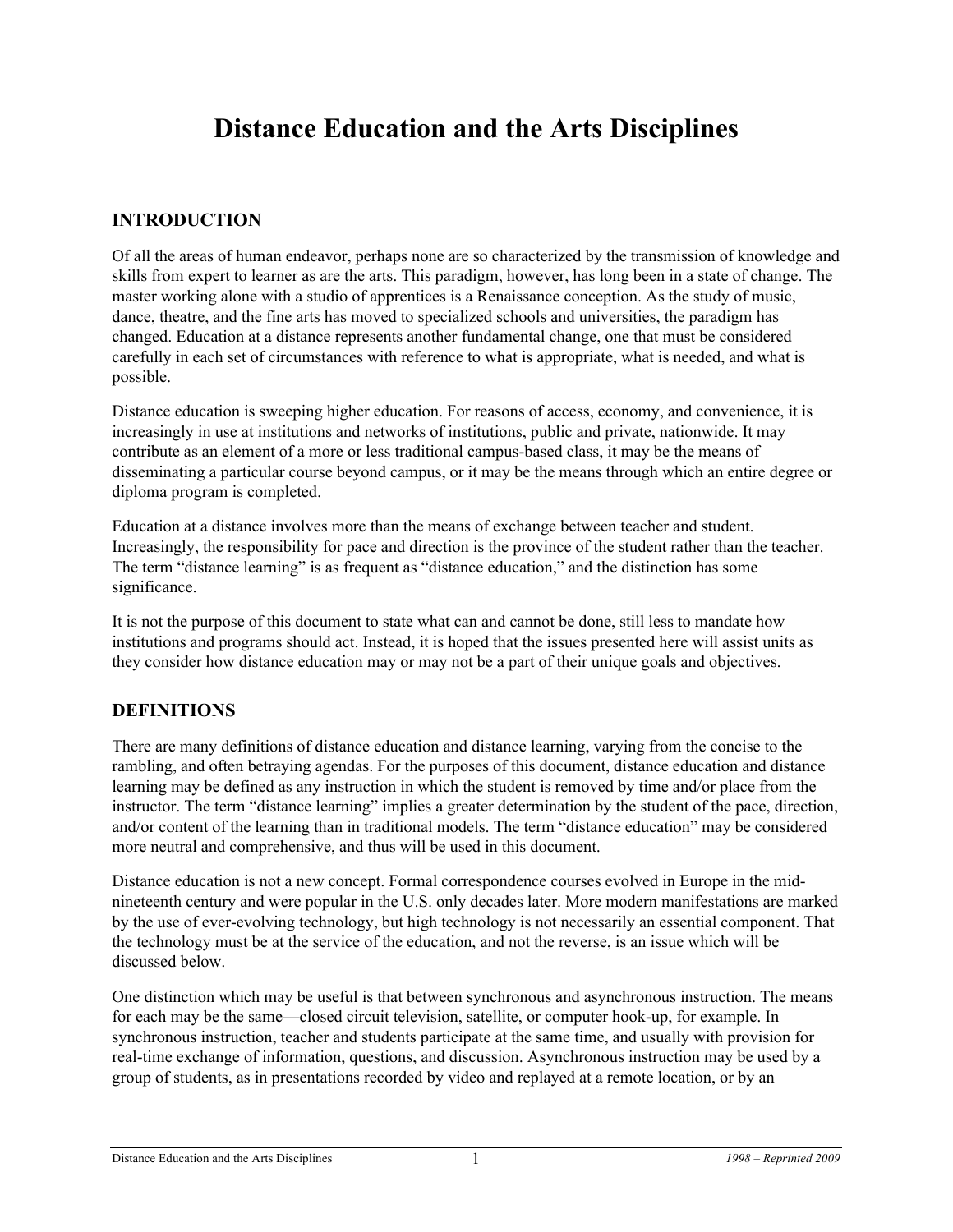# Distance Education and the Arts Disciplines

## INTRODUCTION

Of all the areas of human endeavor, perhaps none are so characterized by the transmission of knowledge and skills from expert to learner as are the arts. This paradigm, however, has long been in a state of change. The master working alone with a studio of apprentices is a Renaissance conception. As the study of music, dance, theatre, and the fine arts has moved to specialized schools and universities, the paradigm has changed. Education at a distance represents another fundamental change, one that must be considered carefully in each set of circumstances with reference to what is appropriate, what is needed, and what is possible.

Distance education is sweeping higher education. For reasons of access, economy, and convenience, it is increasingly in use at institutions and networks of institutions, public and private, nationwide. It may contribute as an element of a more or less traditional campus-based class, it may be the means of disseminating a particular course beyond campus, or it may be the means through which an entire degree or diploma program is completed.

Education at a distance involves more than the means of exchange between teacher and student. Increasingly, the responsibility for pace and direction is the province of the student rather than the teacher. The term "distance learning" is as frequent as "distance education," and the distinction has some significance.

It is not the purpose of this document to state what can and cannot be done, still less to mandate how institutions and programs should act. Instead, it is hoped that the issues presented here will assist units as they consider how distance education may or may not be a part of their unique goals and objectives.

## DEFINITIONS

There are many definitions of distance education and distance learning, varying from the concise to the rambling, and often betraying agendas. For the purposes of this document, distance education and distance learning may be defined as any instruction in which the student is removed by time and/or place from the instructor. The term "distance learning" implies a greater determination by the student of the pace, direction, and/or content of the learning than in traditional models. The term "distance education" may be considered more neutral and comprehensive, and thus will be used in this document.

Distance education is not a new concept. Formal correspondence courses evolved in Europe in the mid-nineteenth century and were popular in the U.S. only decades later. More modern manifestations are marked by the use of ever-evolving technology, but high technology is not necessarily an essential component. That the technology must be at the service of the education, and not the reverse, is an issue which will be discussed below.

One distinction which may be useful is that between synchronous and asynchronous instruction. The means for each may be the same—closed circuit television, satellite, or computer hook-up, for example. In synchronous instruction, teacher and students participate at the same time, and usually with provision for real-time exchange of information, questions, and discussion. Asynchronous instruction may be used by a group of students, as in presentations recorded by video and replayed at a remote location, or by an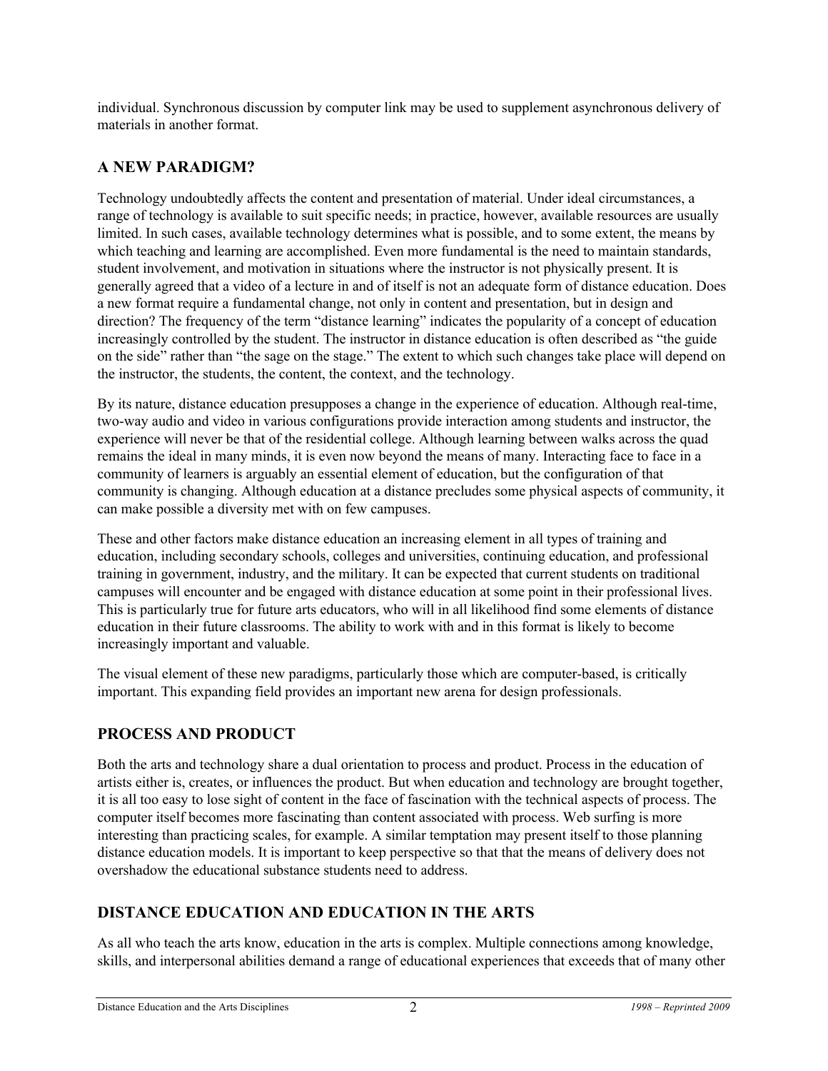individual. Synchronous discussion by computer link may be used to supplement asynchronous delivery of materials in another format.

## A NEW PARADIGM?

Technology undoubtedly affects the content and presentation of material. Under ideal circumstances, a range of technology is available to suit specific needs; in practice, however, available resources are usually limited. In such cases, available technology determines what is possible, and to some extent, the means by which teaching and learning are accomplished. Even more fundamental is the need to maintain standards, student involvement, and motivation in situations where the instructor is not physically present. It is generally agreed that a video of a lecture in and of itself is not an adequate form of distance education. Does a new format require a fundamental change, not only in content and presentation, but in design and direction? The frequency of the term "distance learning" indicates the popularity of a concept of education increasingly controlled by the student. The instructor in distance education is often described as "the guide on the side" rather than "the sage on the stage." The extent to which such changes take place will depend on the instructor, the students, the content, the context, and the technology.

By its nature, distance education presupposes a change in the experience of education. Although real-time, two-way audio and video in various configurations provide interaction among students and instructor, the experience will never be that of the residential college. Although learning between walks across the quad remains the ideal in many minds, it is even now beyond the means of many. Interacting face to face in a community of learners is arguably an essential element of education, but the configuration of that community is changing. Although education at a distance precludes some physical aspects of community, it can make possible a diversity met with on few campuses.

These and other factors make distance education an increasing element in all types of training and education, including secondary schools, colleges and universities, continuing education, and professional training in government, industry, and the military. It can be expected that current students on traditional campuses will encounter and be engaged with distance education at some point in their professional lives. This is particularly true for future arts educators, who will in all likelihood find some elements of distance education in their future classrooms. The ability to work with and in this format is likely to become increasingly important and valuable.

The visual element of these new paradigms, particularly those which are computer-based, is critically important. This expanding field provides an important new arena for design professionals.

## PROCESS AND PRODUCT

Both the arts and technology share a dual orientation to process and product. Process in the education of artists either is, creates, or influences the product. But when education and technology are brought together, it is all too easy to lose sight of content in the face of fascination with the technical aspects of process. The computer itself becomes more fascinating than content associated with process. Web surfing is more interesting than practicing scales, for example. A similar temptation may present itself to those planning distance education models. It is important to keep perspective so that that the means of delivery does not overshadow the educational substance students need to address.

## DISTANCE EDUCATION AND EDUCATION IN THE ARTS

As all who teach the arts know, education in the arts is complex. Multiple connections among knowledge, skills, and interpersonal abilities demand a range of educational experiences that exceeds that of many other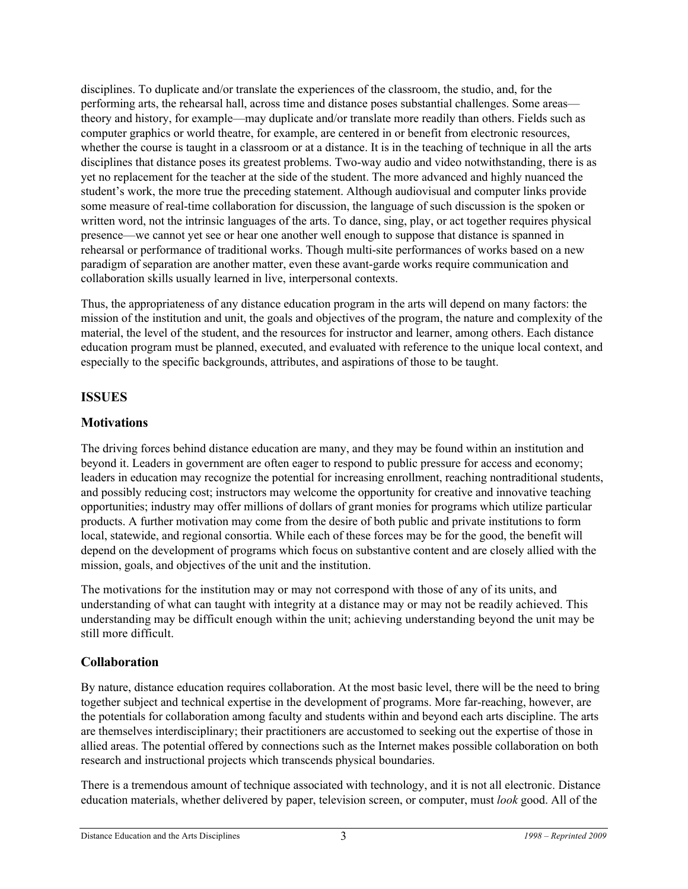disciplines. To duplicate and/or translate the experiences of the classroom, the studio, and, for the performing arts, the rehearsal hall, across time and distance poses substantial challenges. Some areas—theory and history, for example—may duplicate and/or translate more readily than others. Fields such as computer graphics or world theatre, for example, are centered in or benefit from electronic resources, whether the course is taught in a classroom or at a distance. It is in the teaching of technique in all the arts disciplines that distance poses its greatest problems. Two-way audio and video notwithstanding, there is as yet no replacement for the teacher at the side of the student. The more advanced and highly nuanced the student's work, the more true the preceding statement. Although audiovisual and computer links provide some measure of real-time collaboration for discussion, the language of such discussion is the spoken or written word, not the intrinsic languages of the arts. To dance, sing, play, or act together requires physical presence—we cannot yet see or hear one another well enough to suppose that distance is spanned in rehearsal or performance of traditional works. Though multi-site performances of works based on a new paradigm of separation are another matter, even these avant-garde works require communication and collaboration skills usually learned in live, interpersonal contexts.

Thus, the appropriateness of any distance education program in the arts will depend on many factors: the mission of the institution and unit, the goals and objectives of the program, the nature and complexity of the material, the level of the student, and the resources for instructor and learner, among others. Each distance education program must be planned, executed, and evaluated with reference to the unique local context, and especially to the specific backgrounds, attributes, and aspirations of those to be taught.

## ISSUES

### Motivations

The driving forces behind distance education are many, and they may be found within an institution and beyond it. Leaders in government are often eager to respond to public pressure for access and economy; leaders in education may recognize the potential for increasing enrollment, reaching nontraditional students, and possibly reducing cost; instructors may welcome the opportunity for creative and innovative teaching opportunities; industry may offer millions of dollars of grant monies for programs which utilize particular products. A further motivation may come from the desire of both public and private institutions to form local, statewide, and regional consortia. While each of these forces may be for the good, the benefit will depend on the development of programs which focus on substantive content and are closely allied with the mission, goals, and objectives of the unit and the institution.

The motivations for the institution may or may not correspond with those of any of its units, and understanding of what can taught with integrity at a distance may or may not be readily achieved. This understanding may be difficult enough within the unit; achieving understanding beyond the unit may be still more difficult.

### Collaboration

By nature, distance education requires collaboration. At the most basic level, there will be the need to bring together subject and technical expertise in the development of programs. More far-reaching, however, are the potentials for collaboration among faculty and students within and beyond each arts discipline. The arts are themselves interdisciplinary; their practitioners are accustomed to seeking out the expertise of those in allied areas. The potential offered by connections such as the Internet makes possible collaboration on both research and instructional projects which transcends physical boundaries.

There is a tremendous amount of technique associated with technology, and it is not all electronic. Distance education materials, whether delivered by paper, television screen, or computer, must *look* good. All of the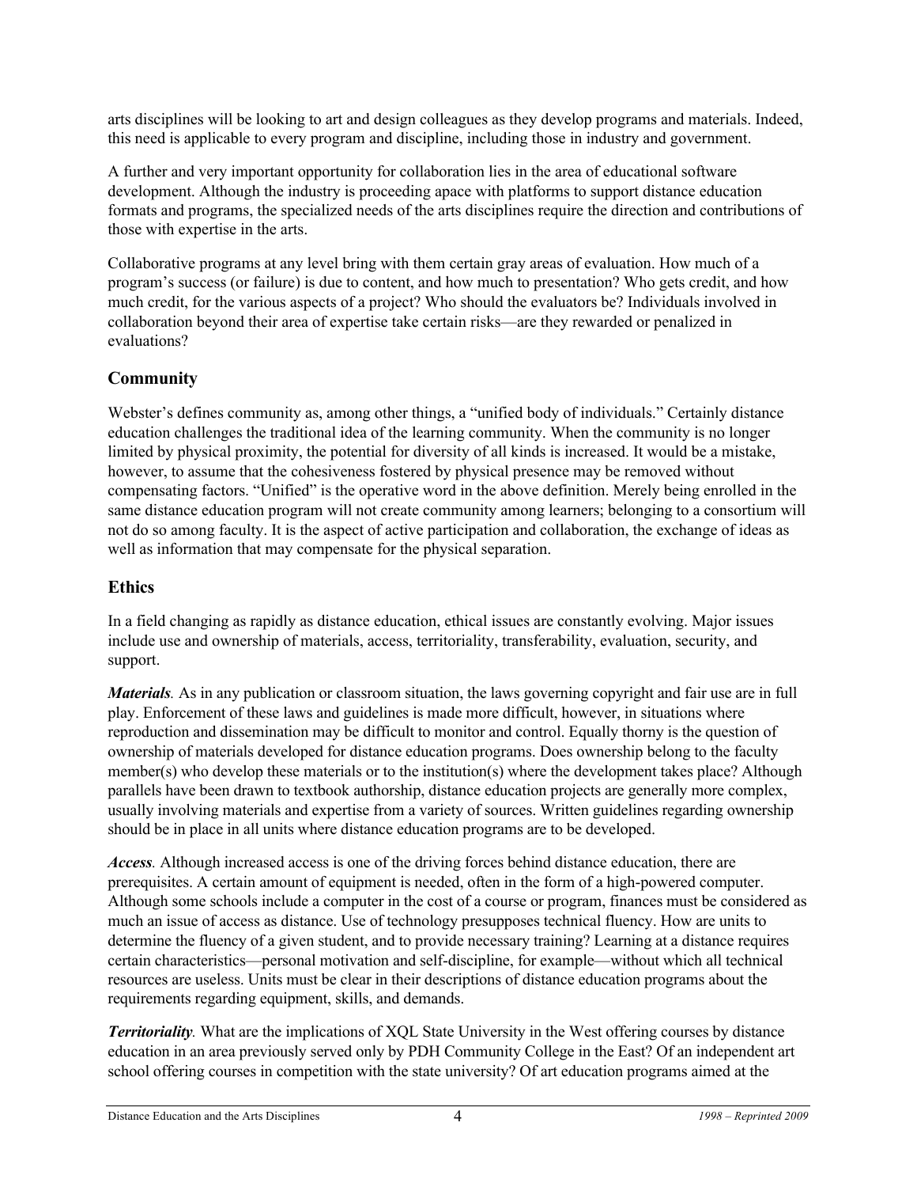arts disciplines will be looking to art and design colleagues as they develop programs and materials. Indeed, this need is applicable to every program and discipline, including those in industry and government.

A further and very important opportunity for collaboration lies in the area of educational software development. Although the industry is proceeding apace with platforms to support distance education formats and programs, the specialized needs of the arts disciplines require the direction and contributions of those with expertise in the arts.

Collaborative programs at any level bring with them certain gray areas of evaluation. How much of a program's success (or failure) is due to content, and how much to presentation? Who gets credit, and how much credit, for the various aspects of a project? Who should the evaluators be? Individuals involved in collaboration beyond their area of expertise take certain risks—are they rewarded or penalized in evaluations?

## Community

Webster's defines community as, among other things, a "unified body of individuals." Certainly distance education challenges the traditional idea of the learning community. When the community is no longer limited by physical proximity, the potential for diversity of all kinds is increased. It would be a mistake, however, to assume that the cohesiveness fostered by physical presence may be removed without compensating factors. "Unified" is the operative word in the above definition. Merely being enrolled in the same distance education program will not create community among learners; belonging to a consortium will not do so among faculty. It is the aspect of active participation and collaboration, the exchange of ideas as well as information that may compensate for the physical separation.

## Ethics

In a field changing as rapidly as distance education, ethical issues are constantly evolving. Major issues include use and ownership of materials, access, territoriality, transferability, evaluation, security, and support.

***Materials.*** As in any publication or classroom situation, the laws governing copyright and fair use are in full play. Enforcement of these laws and guidelines is made more difficult, however, in situations where reproduction and dissemination may be difficult to monitor and control. Equally thorny is the question of ownership of materials developed for distance education programs. Does ownership belong to the faculty member(s) who develop these materials or to the institution(s) where the development takes place? Although parallels have been drawn to textbook authorship, distance education projects are generally more complex, usually involving materials and expertise from a variety of sources. Written guidelines regarding ownership should be in place in all units where distance education programs are to be developed.

***Access.*** Although increased access is one of the driving forces behind distance education, there are prerequisites. A certain amount of equipment is needed, often in the form of a high-powered computer. Although some schools include a computer in the cost of a course or program, finances must be considered as much an issue of access as distance. Use of technology presupposes technical fluency. How are units to determine the fluency of a given student, and to provide necessary training? Learning at a distance requires certain characteristics—personal motivation and self-discipline, for example—without which all technical resources are useless. Units must be clear in their descriptions of distance education programs about the requirements regarding equipment, skills, and demands.

***Territoriality.*** What are the implications of XQL State University in the West offering courses by distance education in an area previously served only by PDH Community College in the East? Of an independent art school offering courses in competition with the state university? Of art education programs aimed at the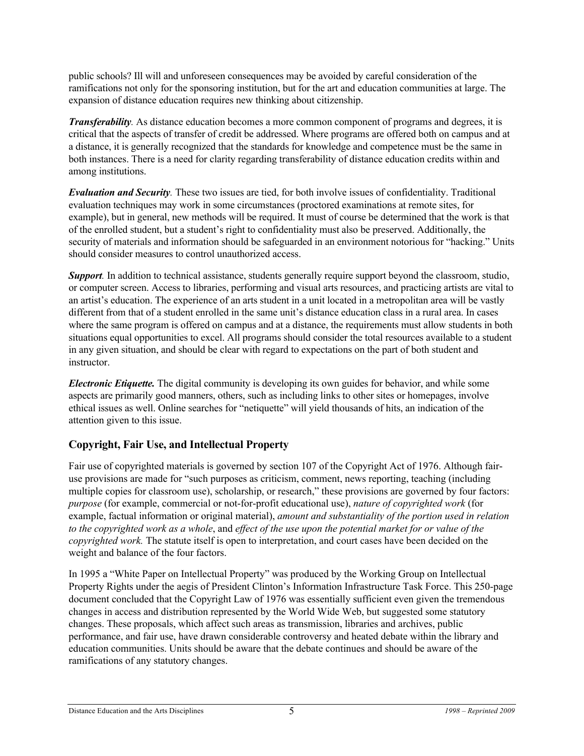public schools? Ill will and unforeseen consequences may be avoided by careful consideration of the ramifications not only for the sponsoring institution, but for the art and education communities at large. The expansion of distance education requires new thinking about citizenship.

***Transferability**.* As distance education becomes a more common component of programs and degrees, it is critical that the aspects of transfer of credit be addressed. Where programs are offered both on campus and at a distance, it is generally recognized that the standards for knowledge and competence must be the same in both instances. There is a need for clarity regarding transferability of distance education credits within and among institutions.

***Evaluation and Security**.* These two issues are tied, for both involve issues of confidentiality. Traditional evaluation techniques may work in some circumstances (proctored examinations at remote sites, for example), but in general, new methods will be required. It must of course be determined that the work is that of the enrolled student, but a student's right to confidentiality must also be preserved. Additionally, the security of materials and information should be safeguarded in an environment notorious for "hacking." Units should consider measures to control unauthorized access.

***Support**.* In addition to technical assistance, students generally require support beyond the classroom, studio, or computer screen. Access to libraries, performing and visual arts resources, and practicing artists are vital to an artist's education. The experience of an arts student in a unit located in a metropolitan area will be vastly different from that of a student enrolled in the same unit's distance education class in a rural area. In cases where the same program is offered on campus and at a distance, the requirements must allow students in both situations equal opportunities to excel. All programs should consider the total resources available to a student in any given situation, and should be clear with regard to expectations on the part of both student and instructor.

***Electronic Etiquette.*** The digital community is developing its own guides for behavior, and while some aspects are primarily good manners, others, such as including links to other sites or homepages, involve ethical issues as well. Online searches for "netiquette" will yield thousands of hits, an indication of the attention given to this issue.

## Copyright, Fair Use, and Intellectual Property

Fair use of copyrighted materials is governed by section 107 of the Copyright Act of 1976. Although fair-use provisions are made for "such purposes as criticism, comment, news reporting, teaching (including multiple copies for classroom use), scholarship, or research," these provisions are governed by four factors: *purpose* (for example, commercial or not-for-profit educational use), *nature of copyrighted work* (for example, factual information or original material), *amount and substantiality of the portion used in relation to the copyrighted work as a whole*, and *effect of the use upon the potential market for or value of the copyrighted work.* The statute itself is open to interpretation, and court cases have been decided on the weight and balance of the four factors.

In 1995 a "White Paper on Intellectual Property" was produced by the Working Group on Intellectual Property Rights under the aegis of President Clinton's Information Infrastructure Task Force. This 250-page document concluded that the Copyright Law of 1976 was essentially sufficient even given the tremendous changes in access and distribution represented by the World Wide Web, but suggested some statutory changes. These proposals, which affect such areas as transmission, libraries and archives, public performance, and fair use, have drawn considerable controversy and heated debate within the library and education communities. Units should be aware that the debate continues and should be aware of the ramifications of any statutory changes.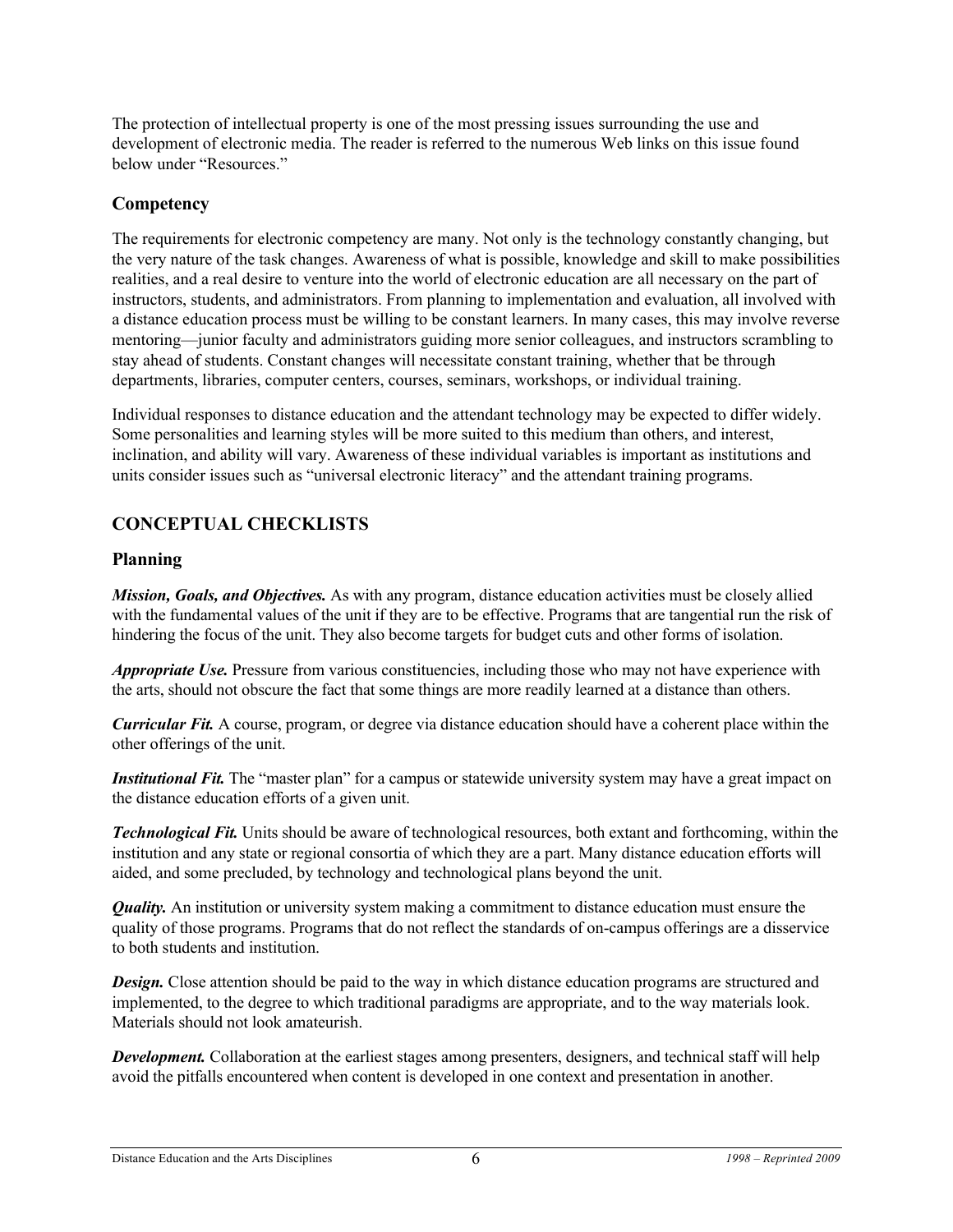The protection of intellectual property is one of the most pressing issues surrounding the use and development of electronic media. The reader is referred to the numerous Web links on this issue found below under "Resources."

### Competency

The requirements for electronic competency are many. Not only is the technology constantly changing, but the very nature of the task changes. Awareness of what is possible, knowledge and skill to make possibilities realities, and a real desire to venture into the world of electronic education are all necessary on the part of instructors, students, and administrators. From planning to implementation and evaluation, all involved with a distance education process must be willing to be constant learners. In many cases, this may involve reverse mentoring—junior faculty and administrators guiding more senior colleagues, and instructors scrambling to stay ahead of students. Constant changes will necessitate constant training, whether that be through departments, libraries, computer centers, courses, seminars, workshops, or individual training.

Individual responses to distance education and the attendant technology may be expected to differ widely. Some personalities and learning styles will be more suited to this medium than others, and interest, inclination, and ability will vary. Awareness of these individual variables is important as institutions and units consider issues such as "universal electronic literacy" and the attendant training programs.

## CONCEPTUAL CHECKLISTS

### Planning

***Mission, Goals, and Objectives.*** As with any program, distance education activities must be closely allied with the fundamental values of the unit if they are to be effective. Programs that are tangential run the risk of hindering the focus of the unit. They also become targets for budget cuts and other forms of isolation.

***Appropriate Use.*** Pressure from various constituencies, including those who may not have experience with the arts, should not obscure the fact that some things are more readily learned at a distance than others.

***Curricular Fit.*** A course, program, or degree via distance education should have a coherent place within the other offerings of the unit.

***Institutional Fit.*** The "master plan" for a campus or statewide university system may have a great impact on the distance education efforts of a given unit.

***Technological Fit.*** Units should be aware of technological resources, both extant and forthcoming, within the institution and any state or regional consortia of which they are a part. Many distance education efforts will aided, and some precluded, by technology and technological plans beyond the unit.

***Quality.*** An institution or university system making a commitment to distance education must ensure the quality of those programs. Programs that do not reflect the standards of on-campus offerings are a disservice to both students and institution.

***Design.*** Close attention should be paid to the way in which distance education programs are structured and implemented, to the degree to which traditional paradigms are appropriate, and to the way materials look. Materials should not look amateurish.

***Development.*** Collaboration at the earliest stages among presenters, designers, and technical staff will help avoid the pitfalls encountered when content is developed in one context and presentation in another.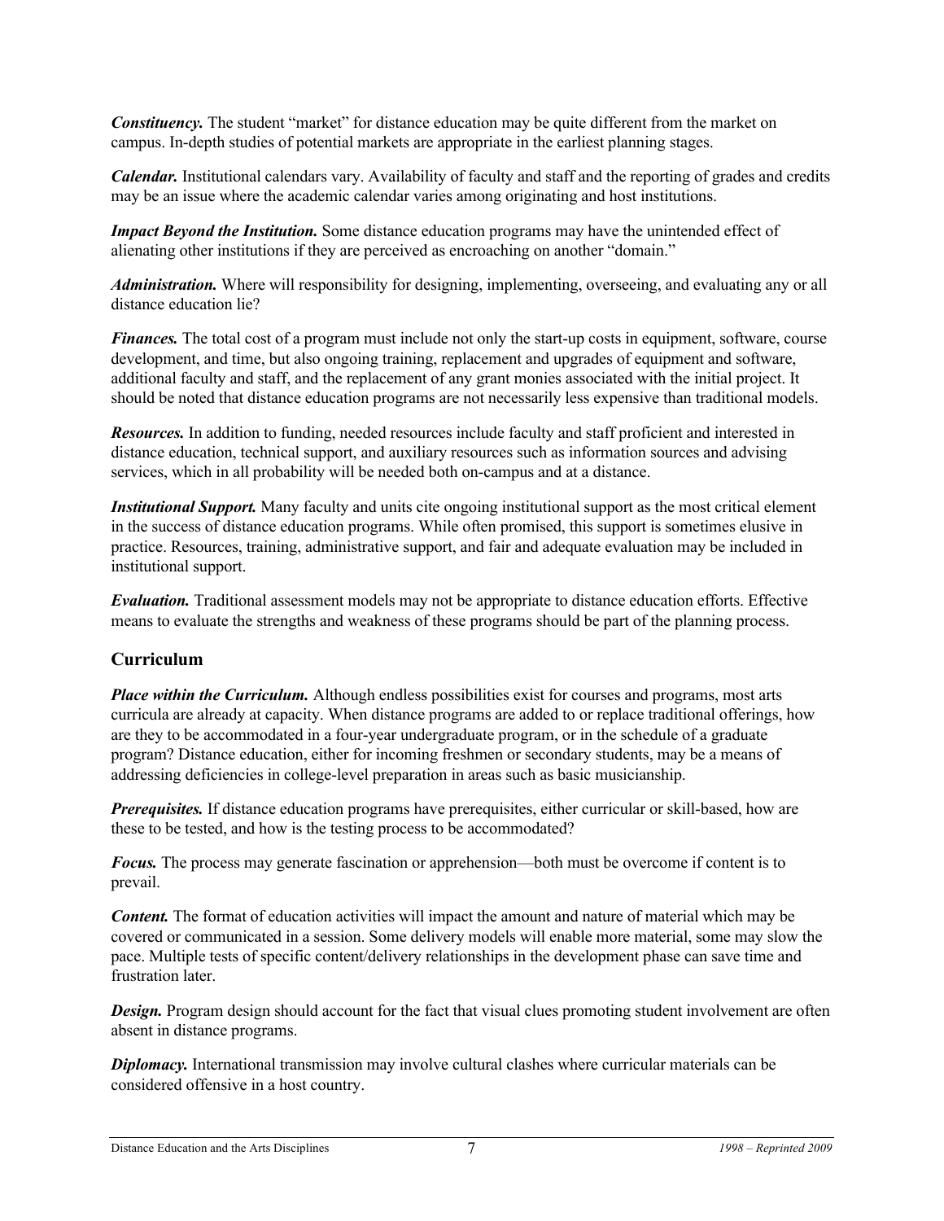***Constituency.*** The student "market" for distance education may be quite different from the market on campus. In-depth studies of potential markets are appropriate in the earliest planning stages.

***Calendar.*** Institutional calendars vary. Availability of faculty and staff and the reporting of grades and credits may be an issue where the academic calendar varies among originating and host institutions.

***Impact Beyond the Institution.*** Some distance education programs may have the unintended effect of alienating other institutions if they are perceived as encroaching on another "domain."

***Administration.*** Where will responsibility for designing, implementing, overseeing, and evaluating any or all distance education lie?

***Finances.*** The total cost of a program must include not only the start-up costs in equipment, software, course development, and time, but also ongoing training, replacement and upgrades of equipment and software, additional faculty and staff, and the replacement of any grant monies associated with the initial project. It should be noted that distance education programs are not necessarily less expensive than traditional models.

***Resources.*** In addition to funding, needed resources include faculty and staff proficient and interested in distance education, technical support, and auxiliary resources such as information sources and advising services, which in all probability will be needed both on-campus and at a distance.

***Institutional Support.*** Many faculty and units cite ongoing institutional support as the most critical element in the success of distance education programs. While often promised, this support is sometimes elusive in practice. Resources, training, administrative support, and fair and adequate evaluation may be included in institutional support.

***Evaluation.*** Traditional assessment models may not be appropriate to distance education efforts. Effective means to evaluate the strengths and weakness of these programs should be part of the planning process.

## Curriculum

***Place within the Curriculum.*** Although endless possibilities exist for courses and programs, most arts curricula are already at capacity. When distance programs are added to or replace traditional offerings, how are they to be accommodated in a four-year undergraduate program, or in the schedule of a graduate program? Distance education, either for incoming freshmen or secondary students, may be a means of addressing deficiencies in college-level preparation in areas such as basic musicianship.

***Prerequisites.*** If distance education programs have prerequisites, either curricular or skill-based, how are these to be tested, and how is the testing process to be accommodated?

***Focus.*** The process may generate fascination or apprehension—both must be overcome if content is to prevail.

***Content.*** The format of education activities will impact the amount and nature of material which may be covered or communicated in a session. Some delivery models will enable more material, some may slow the pace. Multiple tests of specific content/delivery relationships in the development phase can save time and frustration later.

***Design.*** Program design should account for the fact that visual clues promoting student involvement are often absent in distance programs.

***Diplomacy.*** International transmission may involve cultural clashes where curricular materials can be considered offensive in a host country.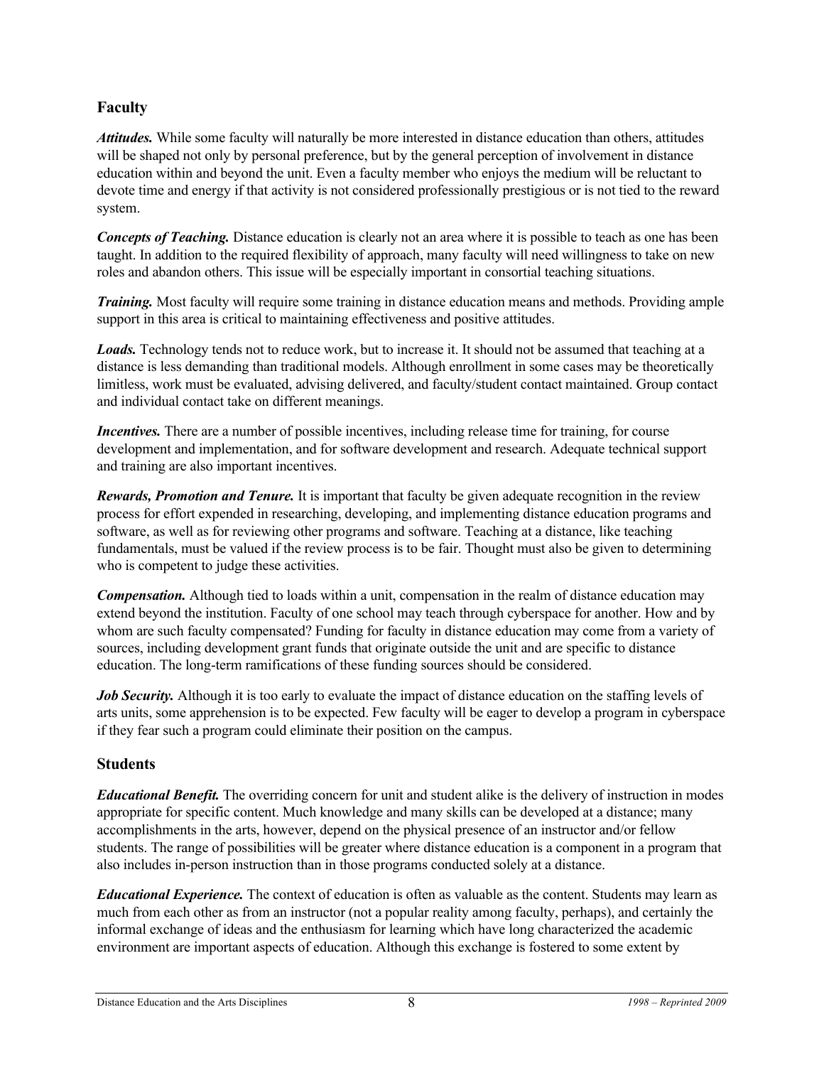## Faculty

***Attitudes.*** While some faculty will naturally be more interested in distance education than others, attitudes will be shaped not only by personal preference, but by the general perception of involvement in distance education within and beyond the unit. Even a faculty member who enjoys the medium will be reluctant to devote time and energy if that activity is not considered professionally prestigious or is not tied to the reward system.

***Concepts of Teaching.*** Distance education is clearly not an area where it is possible to teach as one has been taught. In addition to the required flexibility of approach, many faculty will need willingness to take on new roles and abandon others. This issue will be especially important in consortial teaching situations.

***Training.*** Most faculty will require some training in distance education means and methods. Providing ample support in this area is critical to maintaining effectiveness and positive attitudes.

***Loads.*** Technology tends not to reduce work, but to increase it. It should not be assumed that teaching at a distance is less demanding than traditional models. Although enrollment in some cases may be theoretically limitless, work must be evaluated, advising delivered, and faculty/student contact maintained. Group contact and individual contact take on different meanings.

***Incentives.*** There are a number of possible incentives, including release time for training, for course development and implementation, and for software development and research. Adequate technical support and training are also important incentives.

***Rewards, Promotion and Tenure.*** It is important that faculty be given adequate recognition in the review process for effort expended in researching, developing, and implementing distance education programs and software, as well as for reviewing other programs and software. Teaching at a distance, like teaching fundamentals, must be valued if the review process is to be fair. Thought must also be given to determining who is competent to judge these activities.

***Compensation.*** Although tied to loads within a unit, compensation in the realm of distance education may extend beyond the institution. Faculty of one school may teach through cyberspace for another. How and by whom are such faculty compensated? Funding for faculty in distance education may come from a variety of sources, including development grant funds that originate outside the unit and are specific to distance education. The long-term ramifications of these funding sources should be considered.

***Job Security.*** Although it is too early to evaluate the impact of distance education on the staffing levels of arts units, some apprehension is to be expected. Few faculty will be eager to develop a program in cyberspace if they fear such a program could eliminate their position on the campus.

## Students

***Educational Benefit.*** The overriding concern for unit and student alike is the delivery of instruction in modes appropriate for specific content. Much knowledge and many skills can be developed at a distance; many accomplishments in the arts, however, depend on the physical presence of an instructor and/or fellow students. The range of possibilities will be greater where distance education is a component in a program that also includes in-person instruction than in those programs conducted solely at a distance.

***Educational Experience.*** The context of education is often as valuable as the content. Students may learn as much from each other as from an instructor (not a popular reality among faculty, perhaps), and certainly the informal exchange of ideas and the enthusiasm for learning which have long characterized the academic environment are important aspects of education. Although this exchange is fostered to some extent by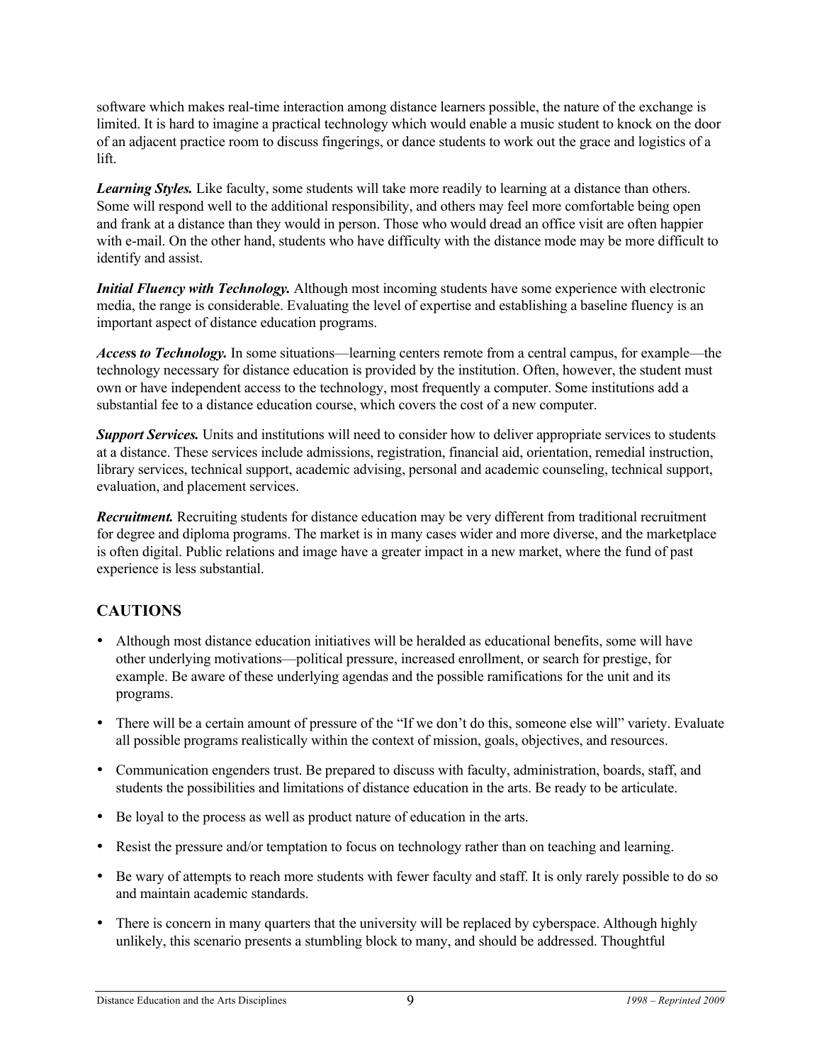software which makes real-time interaction among distance learners possible, the nature of the exchange is limited. It is hard to imagine a practical technology which would enable a music student to knock on the door of an adjacent practice room to discuss fingerings, or dance students to work out the grace and logistics of a lift.

***Learning Styles.*** Like faculty, some students will take more readily to learning at a distance than others. Some will respond well to the additional responsibility, and others may feel more comfortable being open and frank at a distance than they would in person. Those who would dread an office visit are often happier with e-mail. On the other hand, students who have difficulty with the distance mode may be more difficult to identify and assist.

***Initial Fluency with Technology.*** Although most incoming students have some experience with electronic media, the range is considerable. Evaluating the level of expertise and establishing a baseline fluency is an important aspect of distance education programs.

***Access to Technology.*** In some situations—learning centers remote from a central campus, for example—the technology necessary for distance education is provided by the institution. Often, however, the student must own or have independent access to the technology, most frequently a computer. Some institutions add a substantial fee to a distance education course, which covers the cost of a new computer.

***Support Services.*** Units and institutions will need to consider how to deliver appropriate services to students at a distance. These services include admissions, registration, financial aid, orientation, remedial instruction, library services, technical support, academic advising, personal and academic counseling, technical support, evaluation, and placement services.

***Recruitment.*** Recruiting students for distance education may be very different from traditional recruitment for degree and diploma programs. The market is in many cases wider and more diverse, and the marketplace is often digital. Public relations and image have a greater impact in a new market, where the fund of past experience is less substantial.

## CAUTIONS

- Although most distance education initiatives will be heralded as educational benefits, some will have other underlying motivations—political pressure, increased enrollment, or search for prestige, for example. Be aware of these underlying agendas and the possible ramifications for the unit and its programs.
- There will be a certain amount of pressure of the "If we don't do this, someone else will" variety. Evaluate all possible programs realistically within the context of mission, goals, objectives, and resources.
- Communication engenders trust. Be prepared to discuss with faculty, administration, boards, staff, and students the possibilities and limitations of distance education in the arts. Be ready to be articulate.
- Be loyal to the process as well as product nature of education in the arts.
- Resist the pressure and/or temptation to focus on technology rather than on teaching and learning.
- Be wary of attempts to reach more students with fewer faculty and staff. It is only rarely possible to do so and maintain academic standards.
- There is concern in many quarters that the university will be replaced by cyberspace. Although highly unlikely, this scenario presents a stumbling block to many, and should be addressed. Thoughtful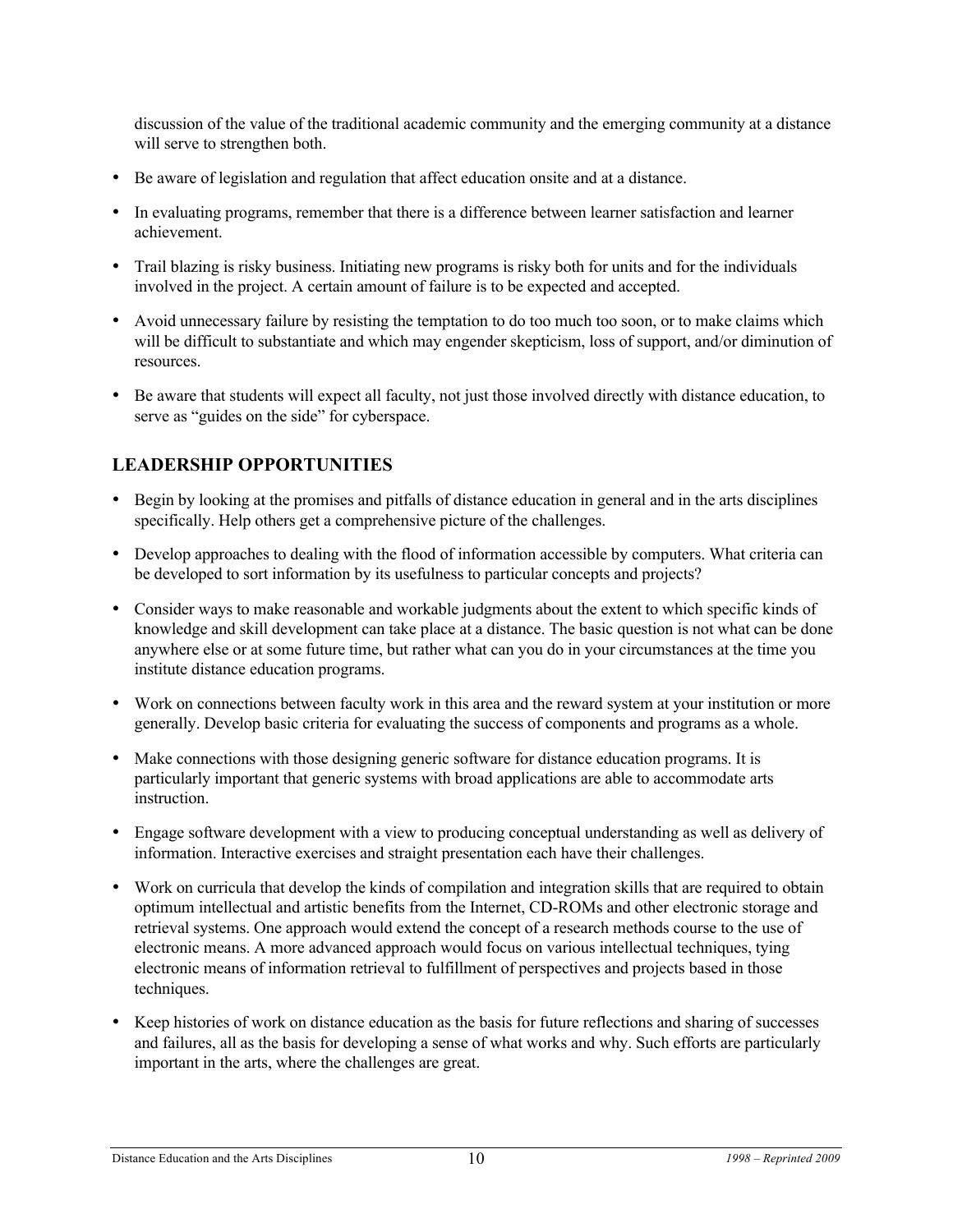discussion of the value of the traditional academic community and the emerging community at a distance will serve to strengthen both.

- Be aware of legislation and regulation that affect education onsite and at a distance.
- In evaluating programs, remember that there is a difference between learner satisfaction and learner achievement.
- Trail blazing is risky business. Initiating new programs is risky both for units and for the individuals involved in the project. A certain amount of failure is to be expected and accepted.
- Avoid unnecessary failure by resisting the temptation to do too much too soon, or to make claims which will be difficult to substantiate and which may engender skepticism, loss of support, and/or diminution of resources.
- Be aware that students will expect all faculty, not just those involved directly with distance education, to serve as "guides on the side" for cyberspace.

## LEADERSHIP OPPORTUNITIES

- Begin by looking at the promises and pitfalls of distance education in general and in the arts disciplines specifically. Help others get a comprehensive picture of the challenges.
- Develop approaches to dealing with the flood of information accessible by computers. What criteria can be developed to sort information by its usefulness to particular concepts and projects?
- Consider ways to make reasonable and workable judgments about the extent to which specific kinds of knowledge and skill development can take place at a distance. The basic question is not what can be done anywhere else or at some future time, but rather what can you do in your circumstances at the time you institute distance education programs.
- Work on connections between faculty work in this area and the reward system at your institution or more generally. Develop basic criteria for evaluating the success of components and programs as a whole.
- Make connections with those designing generic software for distance education programs. It is particularly important that generic systems with broad applications are able to accommodate arts instruction.
- Engage software development with a view to producing conceptual understanding as well as delivery of information. Interactive exercises and straight presentation each have their challenges.
- Work on curricula that develop the kinds of compilation and integration skills that are required to obtain optimum intellectual and artistic benefits from the Internet, CD-ROMs and other electronic storage and retrieval systems. One approach would extend the concept of a research methods course to the use of electronic means. A more advanced approach would focus on various intellectual techniques, tying electronic means of information retrieval to fulfillment of perspectives and projects based in those techniques.
- Keep histories of work on distance education as the basis for future reflections and sharing of successes and failures, all as the basis for developing a sense of what works and why. Such efforts are particularly important in the arts, where the challenges are great.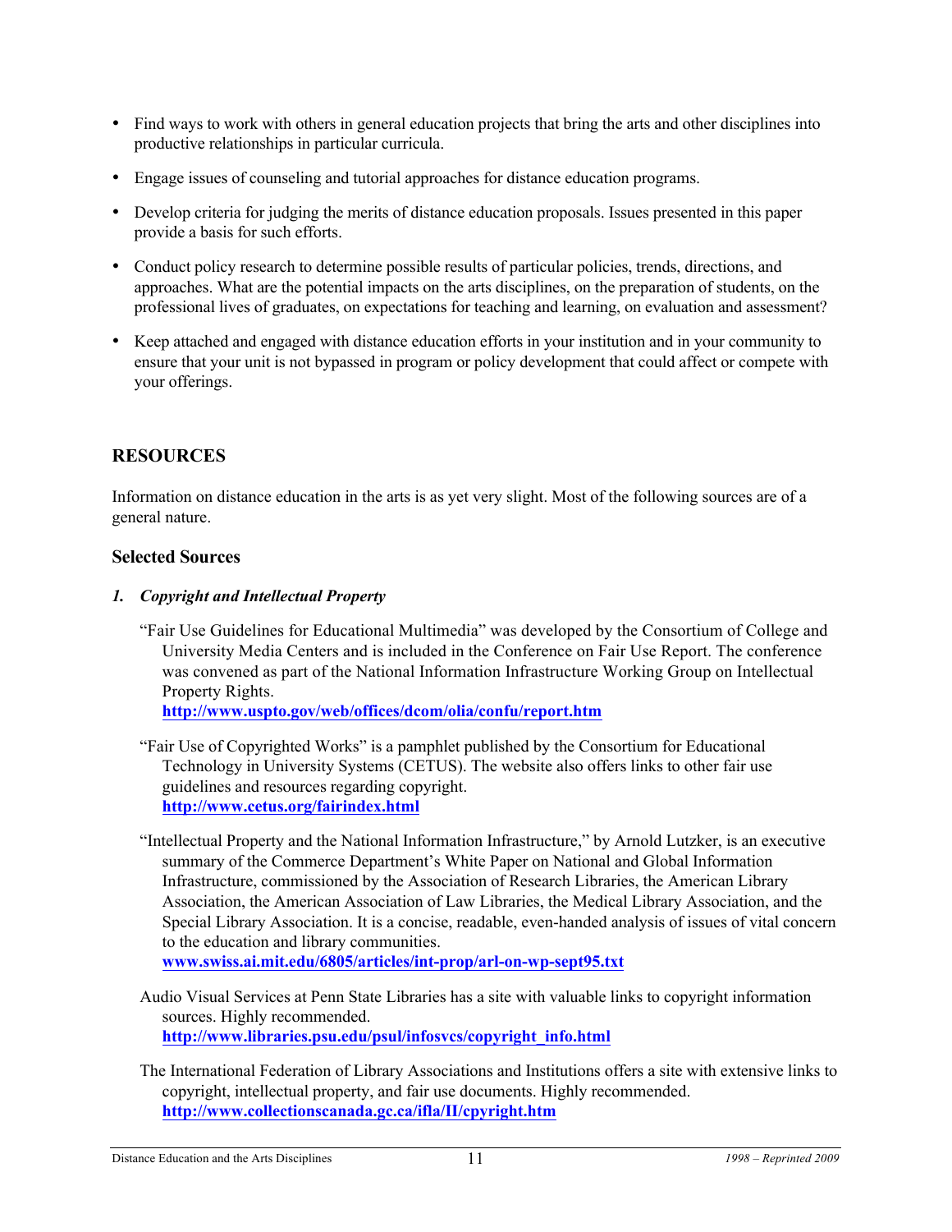- Find ways to work with others in general education projects that bring the arts and other disciplines into productive relationships in particular curricula.
- Engage issues of counseling and tutorial approaches for distance education programs.
- Develop criteria for judging the merits of distance education proposals. Issues presented in this paper provide a basis for such efforts.
- Conduct policy research to determine possible results of particular policies, trends, directions, and approaches. What are the potential impacts on the arts disciplines, on the preparation of students, on the professional lives of graduates, on expectations for teaching and learning, on evaluation and assessment?
- Keep attached and engaged with distance education efforts in your institution and in your community to ensure that your unit is not bypassed in program or policy development that could affect or compete with your offerings.

## RESOURCES

Information on distance education in the arts is as yet very slight. Most of the following sources are of a general nature.

### Selected Sources

#### *1. Copyright and Intellectual Property*

"Fair Use Guidelines for Educational Multimedia" was developed by the Consortium of College and University Media Centers and is included in the Conference on Fair Use Report. The conference was convened as part of the National Information Infrastructure Working Group on Intellectual Property Rights.
**http://www.uspto.gov/web/offices/dcom/olia/confu/report.htm**

"Fair Use of Copyrighted Works" is a pamphlet published by the Consortium for Educational Technology in University Systems (CETUS). The website also offers links to other fair use guidelines and resources regarding copyright.
**http://www.cetus.org/fairindex.html**

"Intellectual Property and the National Information Infrastructure," by Arnold Lutzker, is an executive summary of the Commerce Department's White Paper on National and Global Information Infrastructure, commissioned by the Association of Research Libraries, the American Library Association, the American Association of Law Libraries, the Medical Library Association, and the Special Library Association. It is a concise, readable, even-handed analysis of issues of vital concern to the education and library communities.
**www.swiss.ai.mit.edu/6805/articles/int-prop/arl-on-wp-sept95.txt**

Audio Visual Services at Penn State Libraries has a site with valuable links to copyright information sources. Highly recommended.
**http://www.libraries.psu.edu/psul/infosvcs/copyright_info.html**

The International Federation of Library Associations and Institutions offers a site with extensive links to copyright, intellectual property, and fair use documents. Highly recommended.
**http://www.collectionscanada.gc.ca/ifla/II/cpyright.htm**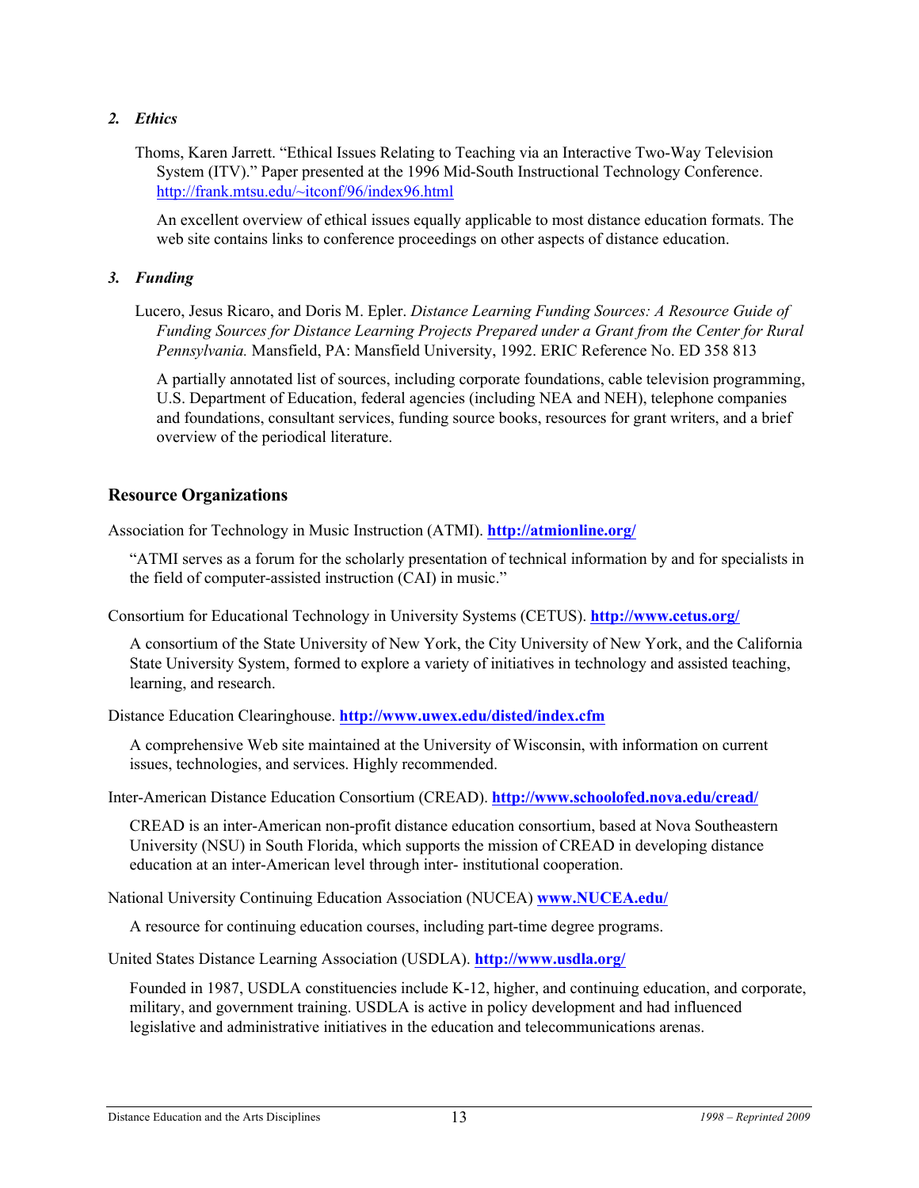### *2. Ethics*

Thoms, Karen Jarrett. "Ethical Issues Relating to Teaching via an Interactive Two-Way Television System (ITV)." Paper presented at the 1996 Mid-South Instructional Technology Conference. http://frank.mtsu.edu/~itconf/96/index96.html

An excellent overview of ethical issues equally applicable to most distance education formats. The web site contains links to conference proceedings on other aspects of distance education.

### *3. Funding*

Lucero, Jesus Ricaro, and Doris M. Epler. *Distance Learning Funding Sources: A Resource Guide of Funding Sources for Distance Learning Projects Prepared under a Grant from the Center for Rural Pennsylvania.* Mansfield, PA: Mansfield University, 1992. ERIC Reference No. ED 358 813

A partially annotated list of sources, including corporate foundations, cable television programming, U.S. Department of Education, federal agencies (including NEA and NEH), telephone companies and foundations, consultant services, funding source books, resources for grant writers, and a brief overview of the periodical literature.

## Resource Organizations

Association for Technology in Music Instruction (ATMI). **http://atmionline.org/**

"ATMI serves as a forum for the scholarly presentation of technical information by and for specialists in the field of computer-assisted instruction (CAI) in music."

Consortium for Educational Technology in University Systems (CETUS). **http://www.cetus.org/**

A consortium of the State University of New York, the City University of New York, and the California State University System, formed to explore a variety of initiatives in technology and assisted teaching, learning, and research.

Distance Education Clearinghouse. **http://www.uwex.edu/disted/index.cfm**

A comprehensive Web site maintained at the University of Wisconsin, with information on current issues, technologies, and services. Highly recommended.

Inter-American Distance Education Consortium (CREAD). **http://www.schoolofed.nova.edu/cread/**

CREAD is an inter-American non-profit distance education consortium, based at Nova Southeastern University (NSU) in South Florida, which supports the mission of CREAD in developing distance education at an inter-American level through inter- institutional cooperation.

National University Continuing Education Association (NUCEA) **www.NUCEA.edu/**

A resource for continuing education courses, including part-time degree programs.

United States Distance Learning Association (USDLA). **http://www.usdla.org/**

Founded in 1987, USDLA constituencies include K-12, higher, and continuing education, and corporate, military, and government training. USDLA is active in policy development and had influenced legislative and administrative initiatives in the education and telecommunications arenas.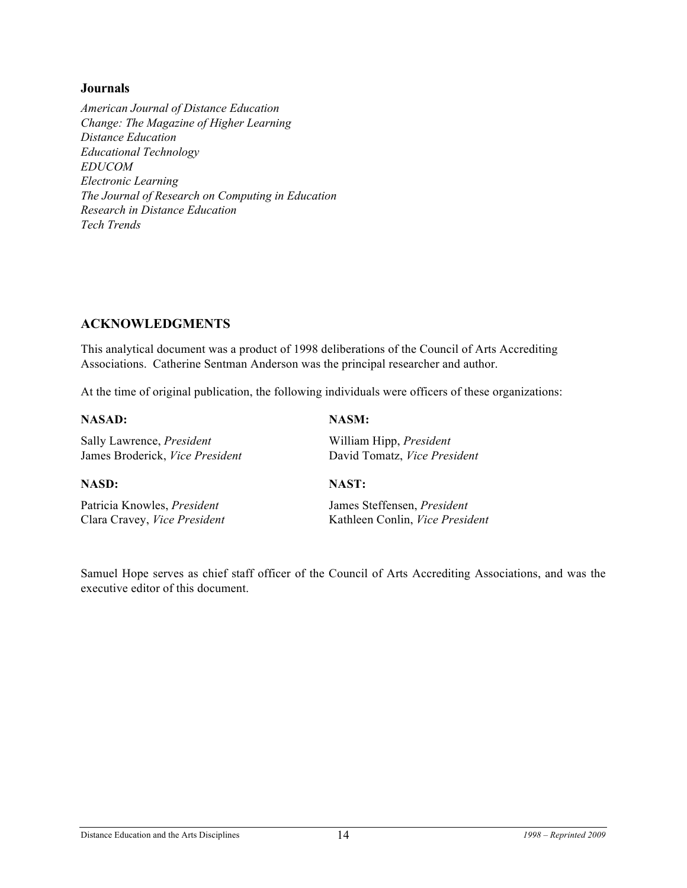### Journals

*American Journal of Distance Education*
*Change: The Magazine of Higher Learning*
*Distance Education*
*Educational Technology*
*EDUCOM*
*Electronic Learning*
*The Journal of Research on Computing in Education*
*Research in Distance Education*
*Tech Trends*

## ACKNOWLEDGMENTS

This analytical document was a product of 1998 deliberations of the Council of Arts Accrediting Associations. Catherine Sentman Anderson was the principal researcher and author.

At the time of original publication, the following individuals were officers of these organizations:

**NASAD:**

Sally Lawrence, *President*
James Broderick, *Vice President*

**NASD:**

Patricia Knowles, *President*
Clara Cravey, *Vice President*

**NASM:**

William Hipp, *President*
David Tomatz, *Vice President*

**NAST:**

James Steffensen, *President*
Kathleen Conlin, *Vice President*

Samuel Hope serves as chief staff officer of the Council of Arts Accrediting Associations, and was the executive editor of this document.